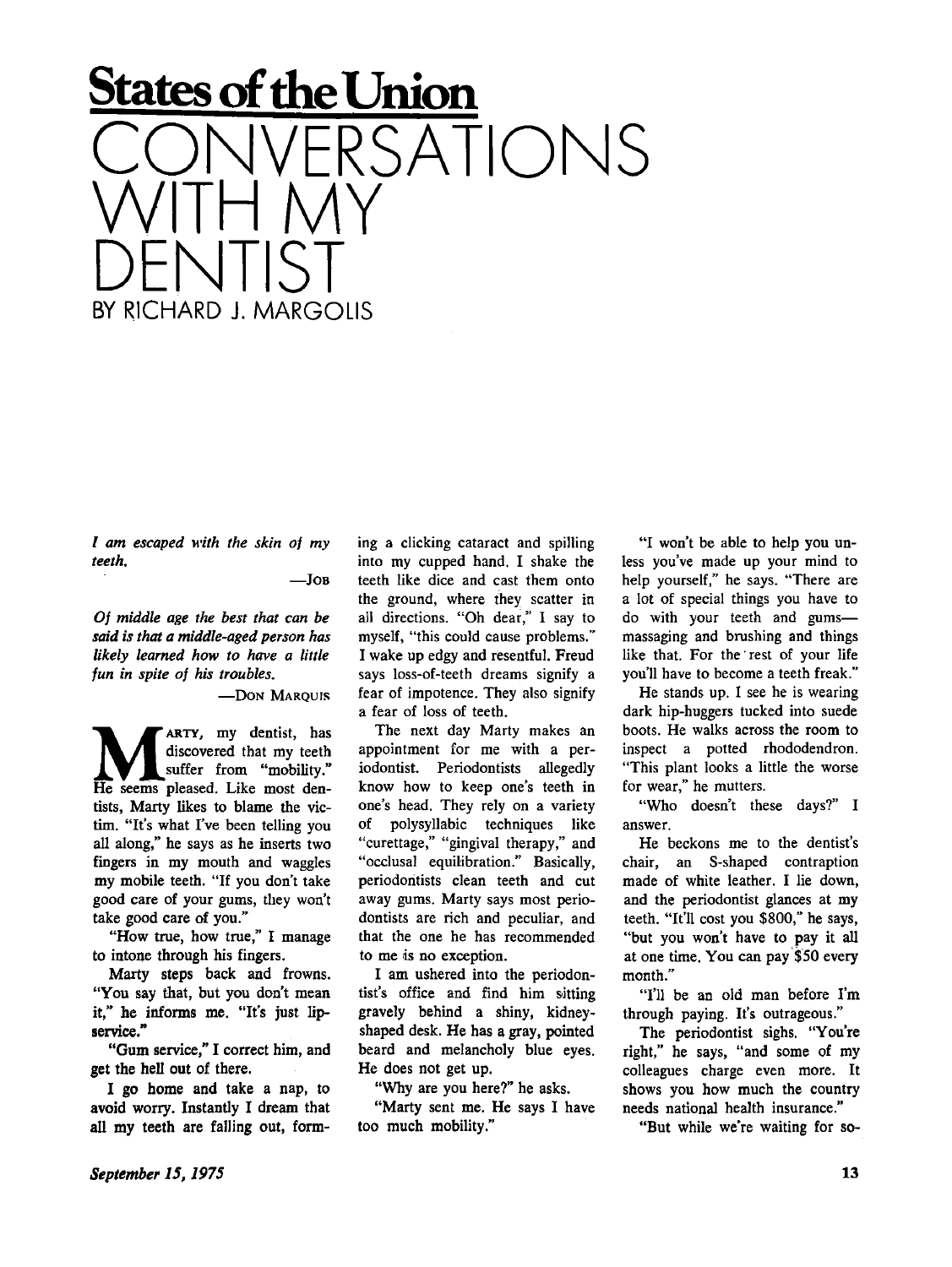# States of the Union

# CONVERSATIONS WITH MY DENTIST

BY RICHARD J. MARGOLIS

*I am escaped with the skin of my teeth.*

—JOB

*Of middle age the best that can be said is that a middle-aged person has likely learned how to have a little fun in spite of his troubles.*

—DON MARQUIS

MARTY, my dentist, has discovered that my teeth suffer from "mobility." He seems pleased. Like most dentists, Marty likes to blame the victim. "It's what I've been telling you all along," he says as he inserts two fingers in my mouth and waggles my mobile teeth. "If you don't take good care of your gums, they won't take good care of you."

"How true, how true," I manage to intone through his fingers.

Marty steps back and frowns. "You say that, but you don't mean it," he informs me. "It's just lip-service."

"Gum service," I correct him, and get the hell out of there.

I go home and take a nap, to avoid worry. Instantly I dream that all my teeth are falling out, forming a clicking cataract and spilling into my cupped hand. I shake the teeth like dice and cast them onto the ground, where they scatter in all directions. "Oh dear," I say to myself, "this could cause problems." I wake up edgy and resentful. Freud says loss-of-teeth dreams signify a fear of impotence. They also signify a fear of loss of teeth.

The next day Marty makes an appointment for me with a periodontist. Periodontists allegedly know how to keep one's teeth in one's head. They rely on a variety of polysyllabic techniques like "curettage," "gingival therapy," and "occlusal equilibration." Basically, periodontists clean teeth and cut away gums. Marty says most periodontists are rich and peculiar, and that the one he has recommended to me is no exception.

I am ushered into the periodontist's office and find him sitting gravely behind a shiny, kidney-shaped desk. He has a gray, pointed beard and melancholy blue eyes. He does not get up.

"Why are you here?" he asks.

"Marty sent me. He says I have too much mobility."

"I won't be able to help you unless you've made up your mind to help yourself," he says. "There are a lot of special things you have to do with your teeth and gums—massaging and brushing and things like that. For the rest of your life you'll have to become a teeth freak."

He stands up. I see he is wearing dark hip-huggers tucked into suede boots. He walks across the room to inspect a potted rhododendron. "This plant looks a little the worse for wear," he mutters.

"Who doesn't these days?" I answer.

He beckons me to the dentist's chair, an S-shaped contraption made of white leather. I lie down, and the periodontist glances at my teeth. "It'll cost you $800," he says, "but you won't have to pay it all at one time. You can pay $50 every month."

"I'll be an old man before I'm through paying. It's outrageous."

The periodontist sighs. "You're right," he says, "and some of my colleagues charge even more. It shows you how much the country needs national health insurance."

"But while we're waiting for so-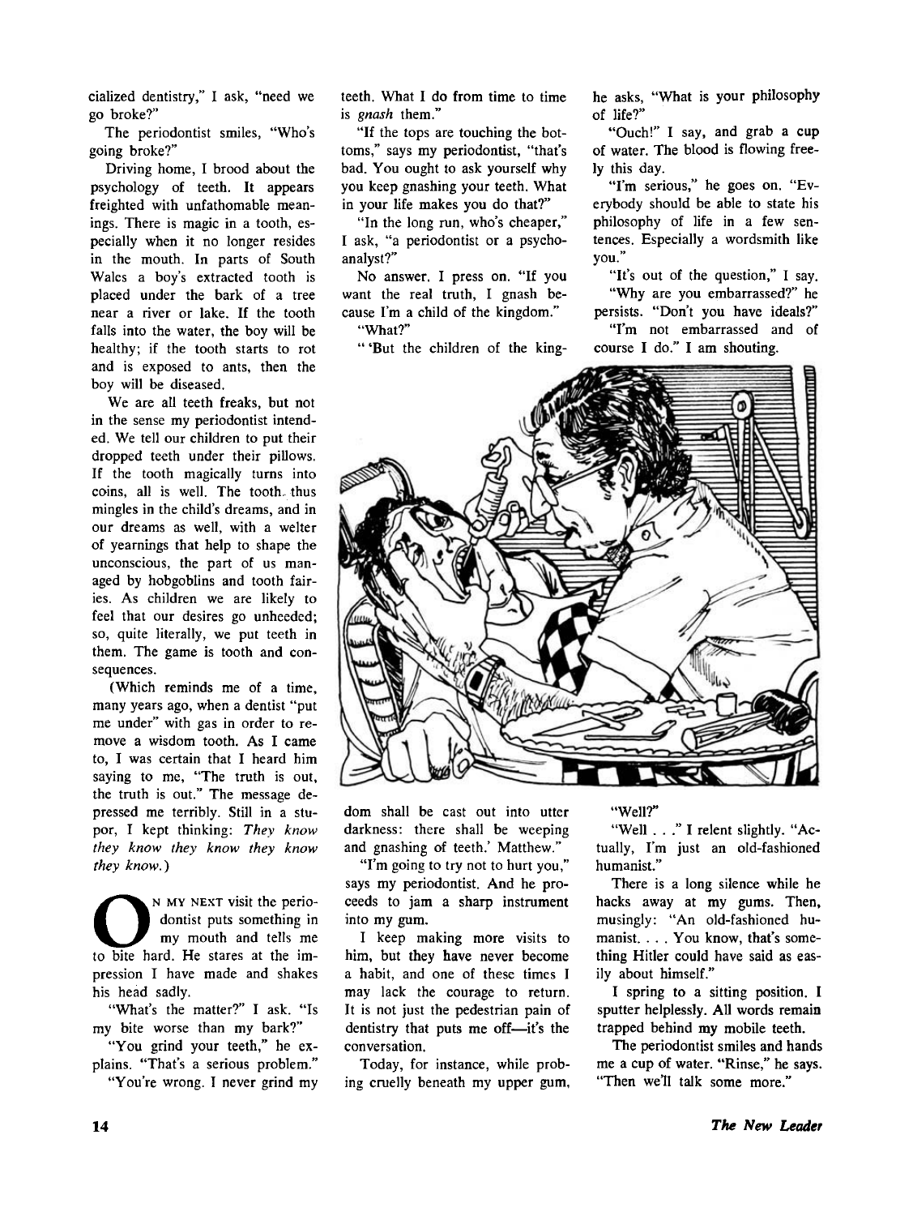cialized dentistry," I ask, "need we go broke?"

The periodontist smiles, "Who's going broke?"

Driving home, I brood about the psychology of teeth. It appears freighted with unfathomable meanings. There is magic in a tooth, especially when it no longer resides in the mouth. In parts of South Wales a boy's extracted tooth is placed under the bark of a tree near a river or lake. If the tooth falls into the water, the boy will be healthy; if the tooth starts to rot and is exposed to ants, then the boy will be diseased.

We are all teeth freaks, but not in the sense my periodontist intended. We tell our children to put their dropped teeth under their pillows. If the tooth magically turns into coins, all is well. The tooth thus mingles in the child's dreams, and in our dreams as well, with a welter of yearnings that help to shape the unconscious, the part of us managed by hobgoblins and tooth fairies. As children we are likely to feel that our desires go unheeded; so, quite literally, we put teeth in them. The game is tooth and consequences.

(Which reminds me of a time, many years ago, when a dentist "put me under" with gas in order to remove a wisdom tooth. As I came to, I was certain that I heard him saying to me, "The truth is out, the truth is out." The message depressed me terribly. Still in a stupor, I kept thinking: *They know they know they know they know they know.*)

On my next visit the periodontist puts something in my mouth and tells me to bite hard. He stares at the impression I have made and shakes his head sadly.

"What's the matter?" I ask. "Is my bite worse than my bark?"

"You grind your teeth," he explains. "That's a serious problem."

"You're wrong. I never grind my teeth. What I do from time to time is *gnash* them."

"If the tops are touching the bottoms," says my periodontist, "that's bad. You ought to ask yourself why you keep gnashing your teeth. What in your life makes you do that?"

"In the long run, who's cheaper," I ask, "a periodontist or a psychoanalyst?"

No answer. I press on. "If you want the real truth, I gnash because I'm a child of the kingdom."

"What?"

"'But the children of the kingdom shall be cast out into utter darkness: there shall be weeping and gnashing of teeth.' Matthew."

"I'm going to try not to hurt you," says my periodontist. And he proceeds to jam a sharp instrument into my gum.

I keep making more visits to him, but they have never become a habit, and one of these times I may lack the courage to return. It is not just the pedestrian pain of dentistry that puts me off—it's the conversation.

Today, for instance, while probing cruelly beneath my upper gum, he asks, "What is your philosophy of life?"

"Ouch!" I say, and grab a cup of water. The blood is flowing freely this day.

"I'm serious," he goes on. "Everybody should be able to state his philosophy of life in a few sentences. Especially a wordsmith like you."

"It's out of the question," I say.

"Why are you embarrassed?" he persists. "Don't you have ideals?"

"I'm not embarrassed and of course I do." I am shouting.

"Well?"

"Well . . ." I relent slightly. "Actually, I'm just an old-fashioned humanist."

There is a long silence while he hacks away at my gums. Then, musingly: "An old-fashioned humanist. . . . You know, that's something Hitler could have said as easily about himself."

I spring to a sitting position. I sputter helplessly. All words remain trapped behind my mobile teeth.

The periodontist smiles and hands me a cup of water. "Rinse," he says. "Then we'll talk some more."